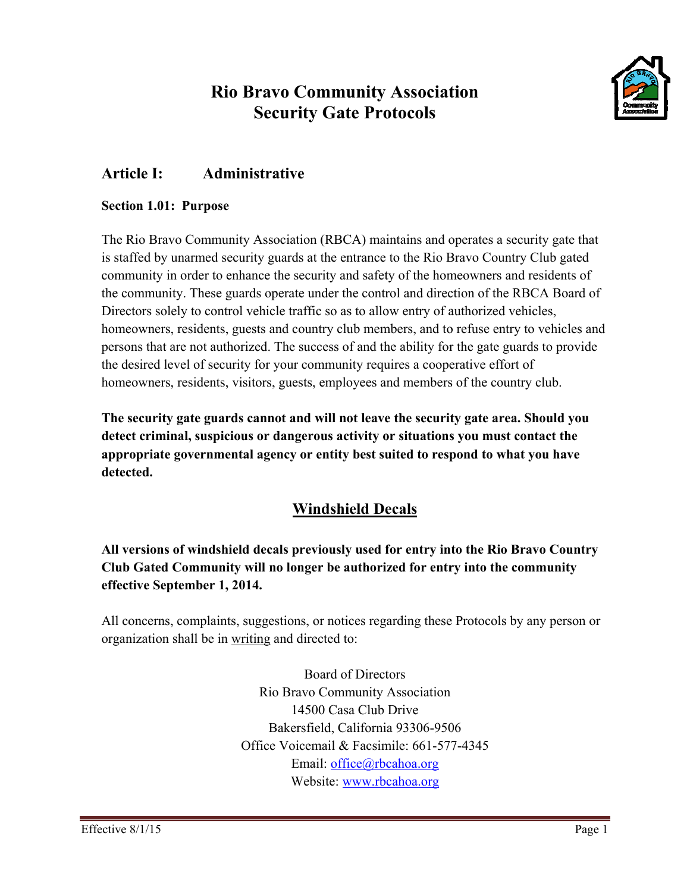# Rio Bravo Community Association
# Security Gate Protocols

## Article I: Administrative

### Section 1.01: Purpose

The Rio Bravo Community Association (RBCA) maintains and operates a security gate that is staffed by unarmed security guards at the entrance to the Rio Bravo Country Club gated community in order to enhance the security and safety of the homeowners and residents of the community. These guards operate under the control and direction of the RBCA Board of Directors solely to control vehicle traffic so as to allow entry of authorized vehicles, homeowners, residents, guests and country club members, and to refuse entry to vehicles and persons that are not authorized. The success of and the ability for the gate guards to provide the desired level of security for your community requires a cooperative effort of homeowners, residents, visitors, guests, employees and members of the country club.

**The security gate guards cannot and will not leave the security gate area. Should you detect criminal, suspicious or dangerous activity or situations you must contact the appropriate governmental agency or entity best suited to respond to what you have detected.**

## Windshield Decals

**All versions of windshield decals previously used for entry into the Rio Bravo Country Club Gated Community will no longer be authorized for entry into the community effective September 1, 2014.**

All concerns, complaints, suggestions, or notices regarding these Protocols by any person or organization shall be in writing and directed to:

Board of Directors
Rio Bravo Community Association
14500 Casa Club Drive
Bakersfield, California 93306-9506
Office Voicemail & Facsimile: 661-577-4345
Email: office@rbcahoa.org
Website: www.rbcahoa.org

Effective 8/1/15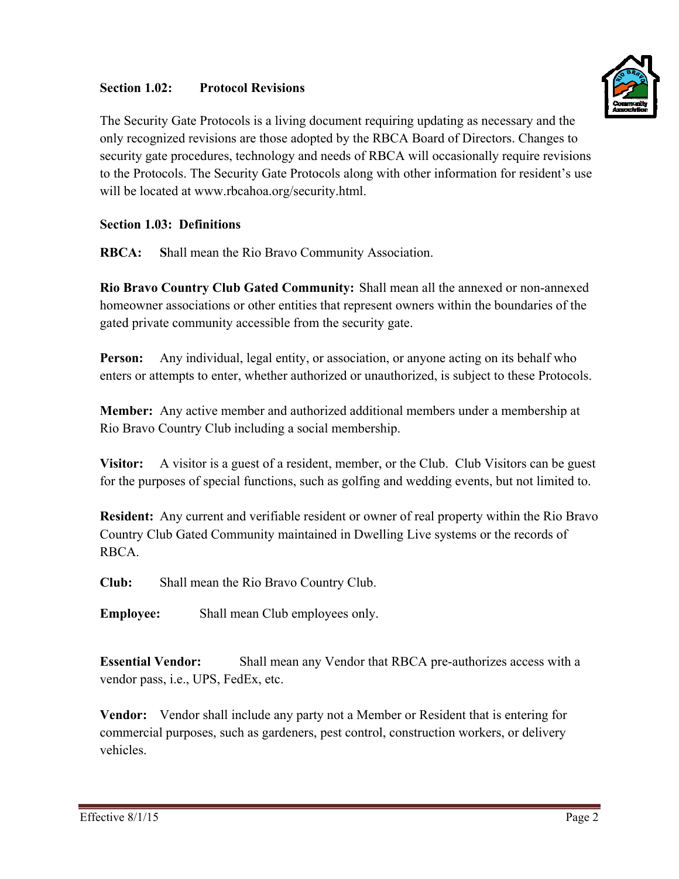### Section 1.02: Protocol Revisions

The Security Gate Protocols is a living document requiring updating as necessary and the only recognized revisions are those adopted by the RBCA Board of Directors. Changes to security gate procedures, technology and needs of RBCA will occasionally require revisions to the Protocols. The Security Gate Protocols along with other information for resident's use will be located at www.rbcahoa.org/security.html.

### Section 1.03: Definitions

**RBCA:** **S**hall mean the Rio Bravo Community Association.

**Rio Bravo Country Club Gated Community:** Shall mean all the annexed or non-annexed homeowner associations or other entities that represent owners within the boundaries of the gated private community accessible from the security gate.

**Person:** Any individual, legal entity, or association, or anyone acting on its behalf who enters or attempts to enter, whether authorized or unauthorized, is subject to these Protocols.

**Member:** Any active member and authorized additional members under a membership at Rio Bravo Country Club including a social membership.

**Visitor:** A visitor is a guest of a resident, member, or the Club. Club Visitors can be guest for the purposes of special functions, such as golfing and wedding events, but not limited to.

**Resident:** Any current and verifiable resident or owner of real property within the Rio Bravo Country Club Gated Community maintained in Dwelling Live systems or the records of RBCA.

**Club:** Shall mean the Rio Bravo Country Club.

**Employee:** Shall mean Club employees only.

**Essential Vendor:** Shall mean any Vendor that RBCA pre-authorizes access with a vendor pass, i.e., UPS, FedEx, etc.

**Vendor:** Vendor shall include any party not a Member or Resident that is entering for commercial purposes, such as gardeners, pest control, construction workers, or delivery vehicles.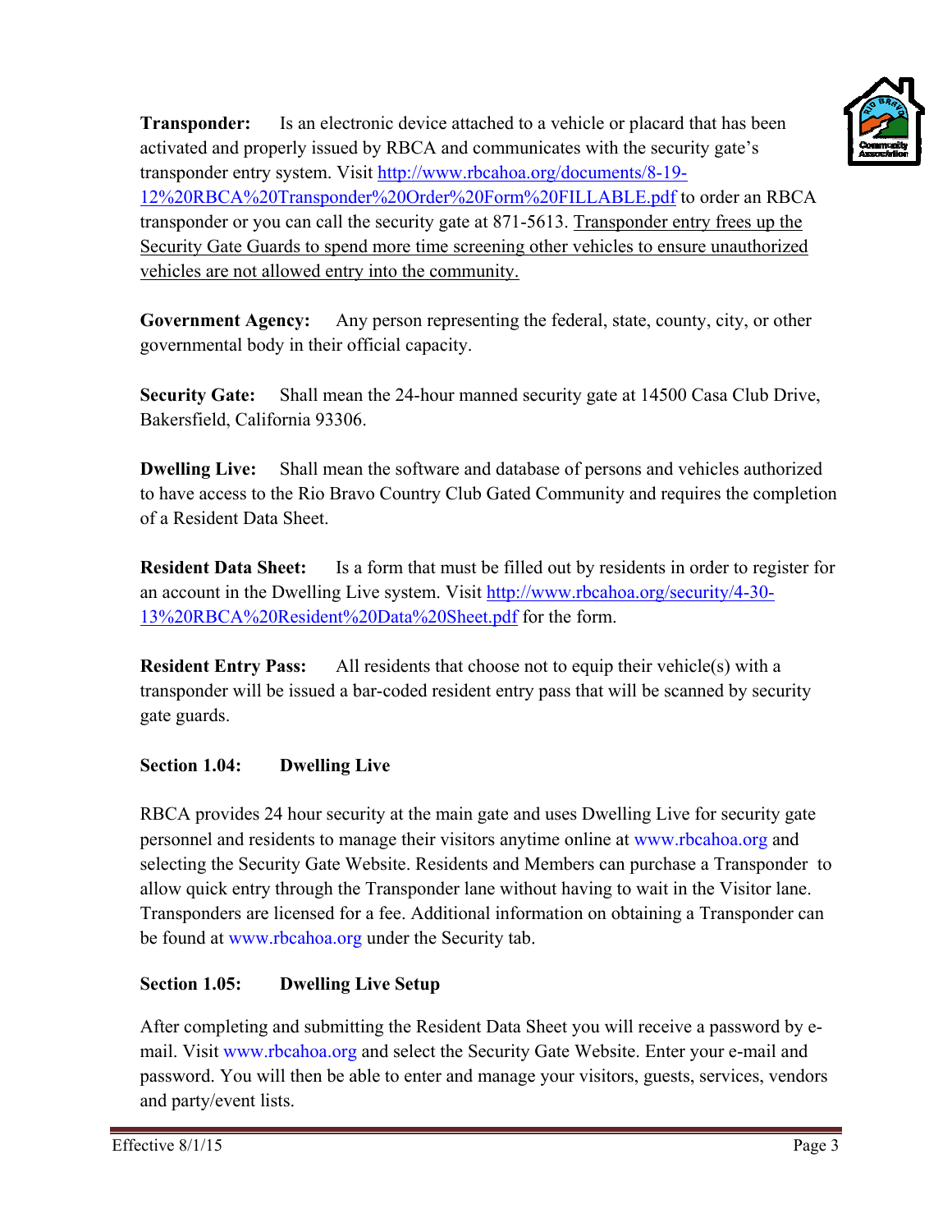**Transponder:** Is an electronic device attached to a vehicle or placard that has been activated and properly issued by RBCA and communicates with the security gate's transponder entry system. Visit [http://www.rbcahoa.org/documents/8-19-12%20RBCA%20Transponder%20Order%20Form%20FILLABLE.pdf](http://www.rbcahoa.org/documents/8-19-12%20RBCA%20Transponder%20Order%20Form%20FILLABLE.pdf) to order an RBCA transponder or you can call the security gate at 871-5613. <u>Transponder entry frees up the Security Gate Guards to spend more time screening other vehicles to ensure unauthorized vehicles are not allowed entry into the community.</u>

**Government Agency:** Any person representing the federal, state, county, city, or other governmental body in their official capacity.

**Security Gate:** Shall mean the 24-hour manned security gate at 14500 Casa Club Drive, Bakersfield, California 93306.

**Dwelling Live:** Shall mean the software and database of persons and vehicles authorized to have access to the Rio Bravo Country Club Gated Community and requires the completion of a Resident Data Sheet.

**Resident Data Sheet:** Is a form that must be filled out by residents in order to register for an account in the Dwelling Live system. Visit [http://www.rbcahoa.org/security/4-30-13%20RBCA%20Resident%20Data%20Sheet.pdf](http://www.rbcahoa.org/security/4-30-13%20RBCA%20Resident%20Data%20Sheet.pdf) for the form.

**Resident Entry Pass:** All residents that choose not to equip their vehicle(s) with a transponder will be issued a bar-coded resident entry pass that will be scanned by security gate guards.

### Section 1.04: Dwelling Live

RBCA provides 24 hour security at the main gate and uses Dwelling Live for security gate personnel and residents to manage their visitors anytime online at www.rbcahoa.org and selecting the Security Gate Website. Residents and Members can purchase a Transponder to allow quick entry through the Transponder lane without having to wait in the Visitor lane. Transponders are licensed for a fee. Additional information on obtaining a Transponder can be found at www.rbcahoa.org under the Security tab.

### Section 1.05: Dwelling Live Setup

After completing and submitting the Resident Data Sheet you will receive a password by e-mail. Visit www.rbcahoa.org and select the Security Gate Website. Enter your e-mail and password. You will then be able to enter and manage your visitors, guests, services, vendors and party/event lists.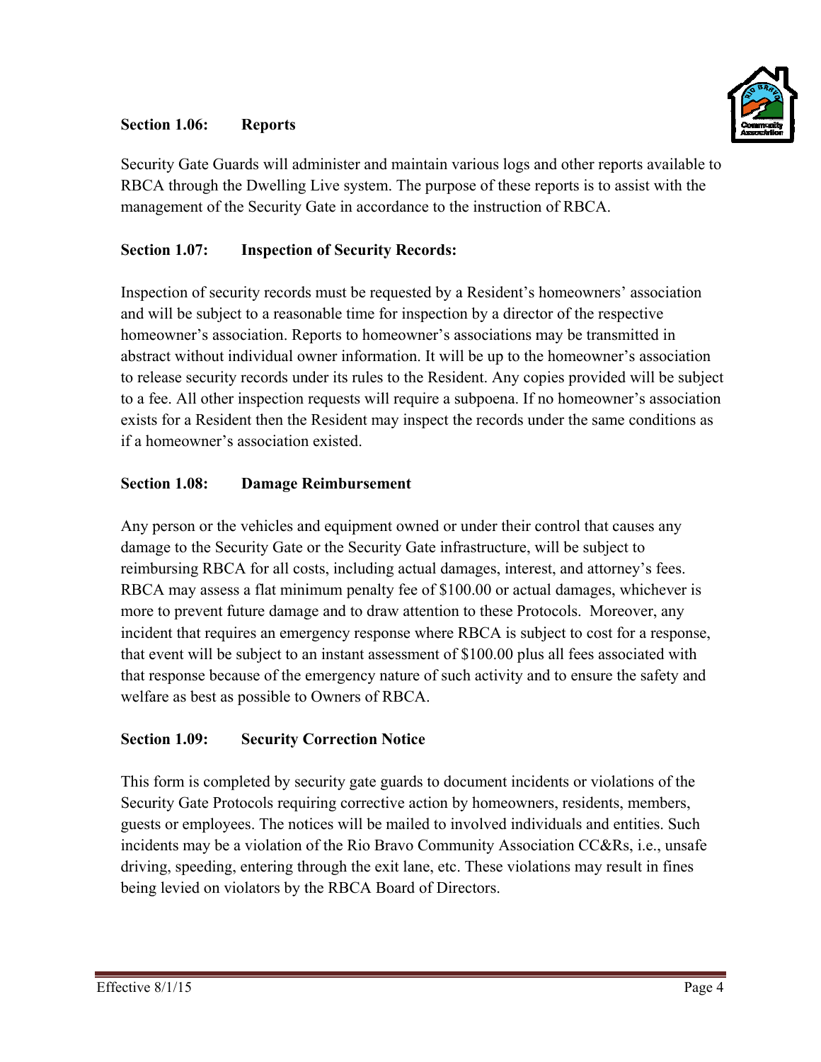### Section 1.06: Reports

Security Gate Guards will administer and maintain various logs and other reports available to RBCA through the Dwelling Live system. The purpose of these reports is to assist with the management of the Security Gate in accordance to the instruction of RBCA.

### Section 1.07: Inspection of Security Records:

Inspection of security records must be requested by a Resident's homeowners' association and will be subject to a reasonable time for inspection by a director of the respective homeowner's association. Reports to homeowner's associations may be transmitted in abstract without individual owner information. It will be up to the homeowner's association to release security records under its rules to the Resident. Any copies provided will be subject to a fee. All other inspection requests will require a subpoena. If no homeowner's association exists for a Resident then the Resident may inspect the records under the same conditions as if a homeowner's association existed.

### Section 1.08: Damage Reimbursement

Any person or the vehicles and equipment owned or under their control that causes any damage to the Security Gate or the Security Gate infrastructure, will be subject to reimbursing RBCA for all costs, including actual damages, interest, and attorney's fees. RBCA may assess a flat minimum penalty fee of $100.00 or actual damages, whichever is more to prevent future damage and to draw attention to these Protocols. Moreover, any incident that requires an emergency response where RBCA is subject to cost for a response, that event will be subject to an instant assessment of $100.00 plus all fees associated with that response because of the emergency nature of such activity and to ensure the safety and welfare as best as possible to Owners of RBCA.

### Section 1.09: Security Correction Notice

This form is completed by security gate guards to document incidents or violations of the Security Gate Protocols requiring corrective action by homeowners, residents, members, guests or employees. The notices will be mailed to involved individuals and entities. Such incidents may be a violation of the Rio Bravo Community Association CC&Rs, i.e., unsafe driving, speeding, entering through the exit lane, etc. These violations may result in fines being levied on violators by the RBCA Board of Directors.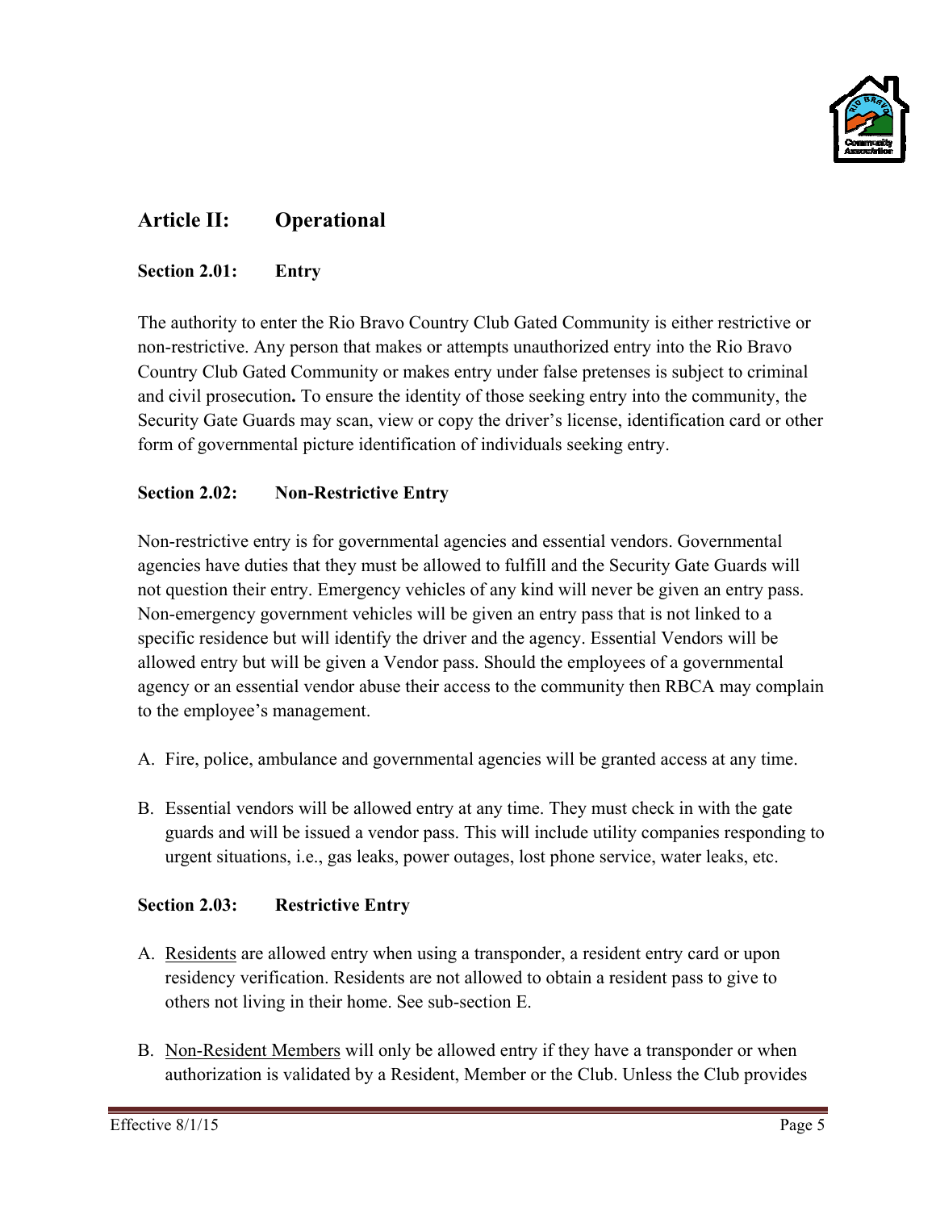## Article II: Operational

### Section 2.01: Entry

The authority to enter the Rio Bravo Country Club Gated Community is either restrictive or non-restrictive. Any person that makes or attempts unauthorized entry into the Rio Bravo Country Club Gated Community or makes entry under false pretenses is subject to criminal and civil prosecution**.** To ensure the identity of those seeking entry into the community, the Security Gate Guards may scan, view or copy the driver's license, identification card or other form of governmental picture identification of individuals seeking entry.

### Section 2.02: Non-Restrictive Entry

Non-restrictive entry is for governmental agencies and essential vendors. Governmental agencies have duties that they must be allowed to fulfill and the Security Gate Guards will not question their entry. Emergency vehicles of any kind will never be given an entry pass. Non-emergency government vehicles will be given an entry pass that is not linked to a specific residence but will identify the driver and the agency. Essential Vendors will be allowed entry but will be given a Vendor pass. Should the employees of a governmental agency or an essential vendor abuse their access to the community then RBCA may complain to the employee's management.

A. Fire, police, ambulance and governmental agencies will be granted access at any time.

B. Essential vendors will be allowed entry at any time. They must check in with the gate guards and will be issued a vendor pass. This will include utility companies responding to urgent situations, i.e., gas leaks, power outages, lost phone service, water leaks, etc.

### Section 2.03: Restrictive Entry

A. <u>Residents</u> are allowed entry when using a transponder, a resident entry card or upon residency verification. Residents are not allowed to obtain a resident pass to give to others not living in their home. See sub-section E.

B. <u>Non-Resident Members</u> will only be allowed entry if they have a transponder or when authorization is validated by a Resident, Member or the Club. Unless the Club provides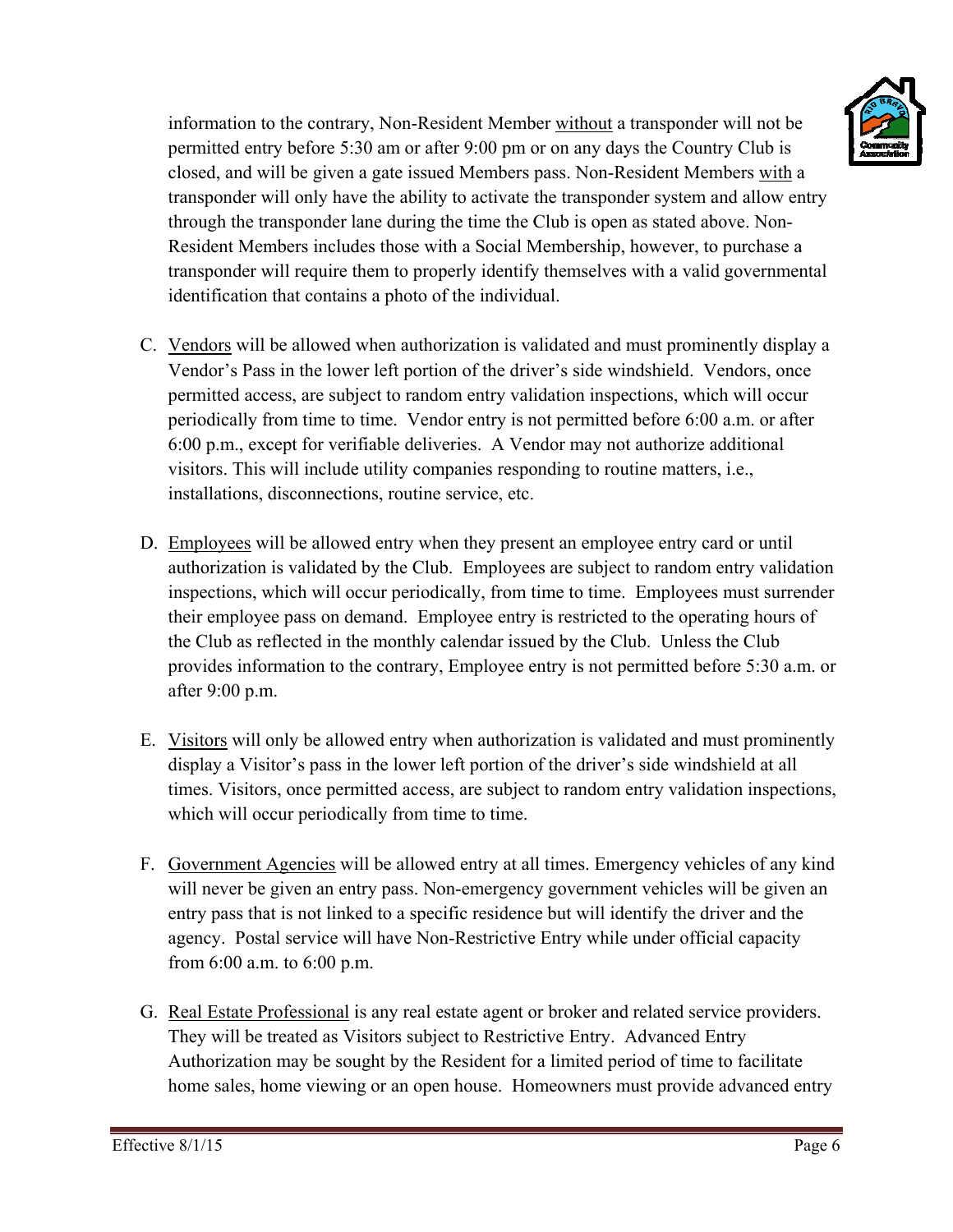information to the contrary, Non-Resident Member <u>without</u> a transponder will not be permitted entry before 5:30 am or after 9:00 pm or on any days the Country Club is closed, and will be given a gate issued Members pass. Non-Resident Members <u>with</u> a transponder will only have the ability to activate the transponder system and allow entry through the transponder lane during the time the Club is open as stated above. Non-Resident Members includes those with a Social Membership, however, to purchase a transponder will require them to properly identify themselves with a valid governmental identification that contains a photo of the individual.

C. <u>Vendors</u> will be allowed when authorization is validated and must prominently display a Vendor's Pass in the lower left portion of the driver's side windshield. Vendors, once permitted access, are subject to random entry validation inspections, which will occur periodically from time to time. Vendor entry is not permitted before 6:00 a.m. or after 6:00 p.m., except for verifiable deliveries. A Vendor may not authorize additional visitors. This will include utility companies responding to routine matters, i.e., installations, disconnections, routine service, etc.

D. <u>Employees</u> will be allowed entry when they present an employee entry card or until authorization is validated by the Club. Employees are subject to random entry validation inspections, which will occur periodically, from time to time. Employees must surrender their employee pass on demand. Employee entry is restricted to the operating hours of the Club as reflected in the monthly calendar issued by the Club. Unless the Club provides information to the contrary, Employee entry is not permitted before 5:30 a.m. or after 9:00 p.m.

E. <u>Visitors</u> will only be allowed entry when authorization is validated and must prominently display a Visitor's pass in the lower left portion of the driver's side windshield at all times. Visitors, once permitted access, are subject to random entry validation inspections, which will occur periodically from time to time.

F. <u>Government Agencies</u> will be allowed entry at all times. Emergency vehicles of any kind will never be given an entry pass. Non-emergency government vehicles will be given an entry pass that is not linked to a specific residence but will identify the driver and the agency. Postal service will have Non-Restrictive Entry while under official capacity from 6:00 a.m. to 6:00 p.m.

G. <u>Real Estate Professional</u> is any real estate agent or broker and related service providers. They will be treated as Visitors subject to Restrictive Entry. Advanced Entry Authorization may be sought by the Resident for a limited period of time to facilitate home sales, home viewing or an open house. Homeowners must provide advanced entry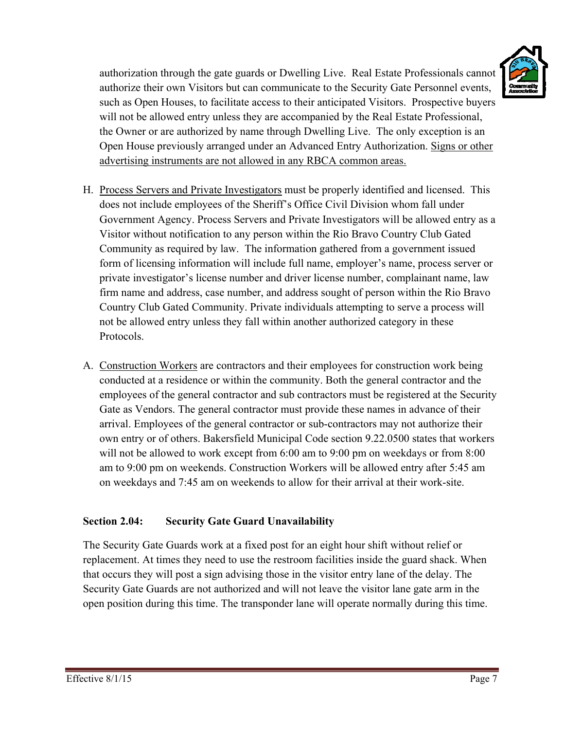authorization through the gate guards or Dwelling Live. Real Estate Professionals cannot authorize their own Visitors but can communicate to the Security Gate Personnel events, such as Open Houses, to facilitate access to their anticipated Visitors. Prospective buyers will not be allowed entry unless they are accompanied by the Real Estate Professional, the Owner or are authorized by name through Dwelling Live. The only exception is an Open House previously arranged under an Advanced Entry Authorization. Signs or other advertising instruments are not allowed in any RBCA common areas.

H. Process Servers and Private Investigators must be properly identified and licensed. This does not include employees of the Sheriff's Office Civil Division whom fall under Government Agency. Process Servers and Private Investigators will be allowed entry as a Visitor without notification to any person within the Rio Bravo Country Club Gated Community as required by law. The information gathered from a government issued form of licensing information will include full name, employer's name, process server or private investigator's license number and driver license number, complainant name, law firm name and address, case number, and address sought of person within the Rio Bravo Country Club Gated Community. Private individuals attempting to serve a process will not be allowed entry unless they fall within another authorized category in these Protocols.

A. Construction Workers are contractors and their employees for construction work being conducted at a residence or within the community. Both the general contractor and the employees of the general contractor and sub contractors must be registered at the Security Gate as Vendors. The general contractor must provide these names in advance of their arrival. Employees of the general contractor or sub-contractors may not authorize their own entry or of others. Bakersfield Municipal Code section 9.22.0500 states that workers will not be allowed to work except from 6:00 am to 9:00 pm on weekdays or from 8:00 am to 9:00 pm on weekends. Construction Workers will be allowed entry after 5:45 am on weekdays and 7:45 am on weekends to allow for their arrival at their work-site.

**Section 2.04: Security Gate Guard Unavailability**

The Security Gate Guards work at a fixed post for an eight hour shift without relief or replacement. At times they need to use the restroom facilities inside the guard shack. When that occurs they will post a sign advising those in the visitor entry lane of the delay. The Security Gate Guards are not authorized and will not leave the visitor lane gate arm in the open position during this time. The transponder lane will operate normally during this time.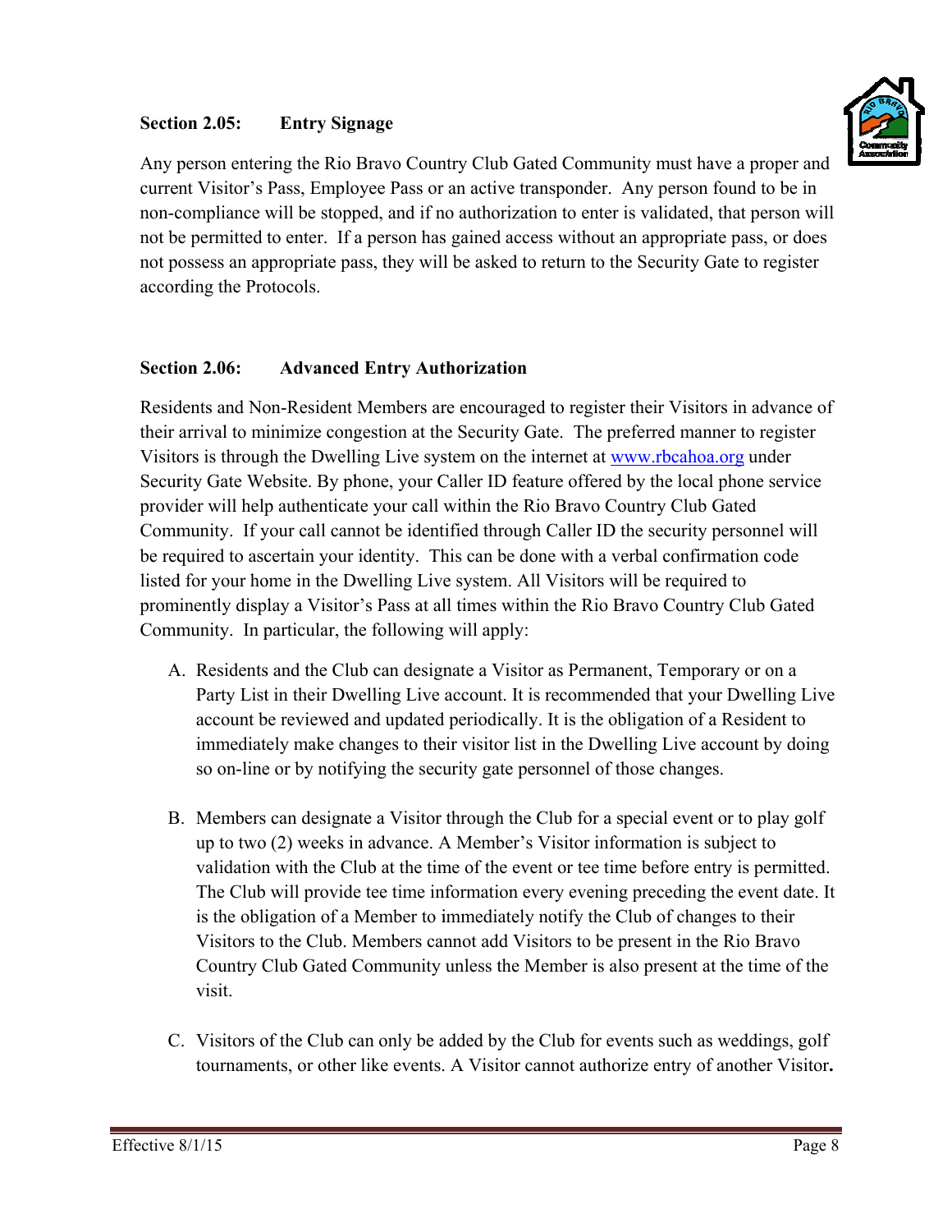### Section 2.05: Entry Signage

Any person entering the Rio Bravo Country Club Gated Community must have a proper and current Visitor's Pass, Employee Pass or an active transponder. Any person found to be in non-compliance will be stopped, and if no authorization to enter is validated, that person will not be permitted to enter. If a person has gained access without an appropriate pass, or does not possess an appropriate pass, they will be asked to return to the Security Gate to register according the Protocols.

### Section 2.06: Advanced Entry Authorization

Residents and Non-Resident Members are encouraged to register their Visitors in advance of their arrival to minimize congestion at the Security Gate. The preferred manner to register Visitors is through the Dwelling Live system on the internet at www.rbcahoa.org under Security Gate Website. By phone, your Caller ID feature offered by the local phone service provider will help authenticate your call within the Rio Bravo Country Club Gated Community. If your call cannot be identified through Caller ID the security personnel will be required to ascertain your identity. This can be done with a verbal confirmation code listed for your home in the Dwelling Live system. All Visitors will be required to prominently display a Visitor's Pass at all times within the Rio Bravo Country Club Gated Community. In particular, the following will apply:

A. Residents and the Club can designate a Visitor as Permanent, Temporary or on a Party List in their Dwelling Live account. It is recommended that your Dwelling Live account be reviewed and updated periodically. It is the obligation of a Resident to immediately make changes to their visitor list in the Dwelling Live account by doing so on-line or by notifying the security gate personnel of those changes.

B. Members can designate a Visitor through the Club for a special event or to play golf up to two (2) weeks in advance. A Member's Visitor information is subject to validation with the Club at the time of the event or tee time before entry is permitted. The Club will provide tee time information every evening preceding the event date. It is the obligation of a Member to immediately notify the Club of changes to their Visitors to the Club. Members cannot add Visitors to be present in the Rio Bravo Country Club Gated Community unless the Member is also present at the time of the visit.

C. Visitors of the Club can only be added by the Club for events such as weddings, golf tournaments, or other like events. A Visitor cannot authorize entry of another Visitor.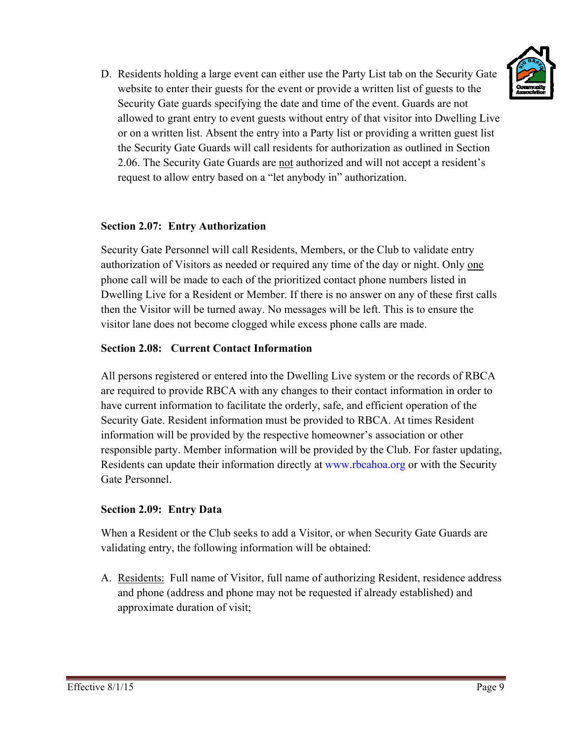D. Residents holding a large event can either use the Party List tab on the Security Gate website to enter their guests for the event or provide a written list of guests to the Security Gate guards specifying the date and time of the event. Guards are not allowed to grant entry to event guests without entry of that visitor into Dwelling Live or on a written list. Absent the entry into a Party list or providing a written guest list the Security Gate Guards will call residents for authorization as outlined in Section 2.06. The Security Gate Guards are <u>not</u> authorized and will not accept a resident's request to allow entry based on a "let anybody in" authorization.

**Section 2.07: Entry Authorization**

Security Gate Personnel will call Residents, Members, or the Club to validate entry authorization of Visitors as needed or required any time of the day or night. Only <u>one</u> phone call will be made to each of the prioritized contact phone numbers listed in Dwelling Live for a Resident or Member. If there is no answer on any of these first calls then the Visitor will be turned away. No messages will be left. This is to ensure the visitor lane does not become clogged while excess phone calls are made.

**Section 2.08: Current Contact Information**

All persons registered or entered into the Dwelling Live system or the records of RBCA are required to provide RBCA with any changes to their contact information in order to have current information to facilitate the orderly, safe, and efficient operation of the Security Gate. Resident information must be provided to RBCA. At times Resident information will be provided by the respective homeowner's association or other responsible party. Member information will be provided by the Club. For faster updating, Residents can update their information directly at www.rbcahoa.org or with the Security Gate Personnel.

**Section 2.09: Entry Data**

When a Resident or the Club seeks to add a Visitor, or when Security Gate Guards are validating entry, the following information will be obtained:

A. <u>Residents:</u> Full name of Visitor, full name of authorizing Resident, residence address and phone (address and phone may not be requested if already established) and approximate duration of visit;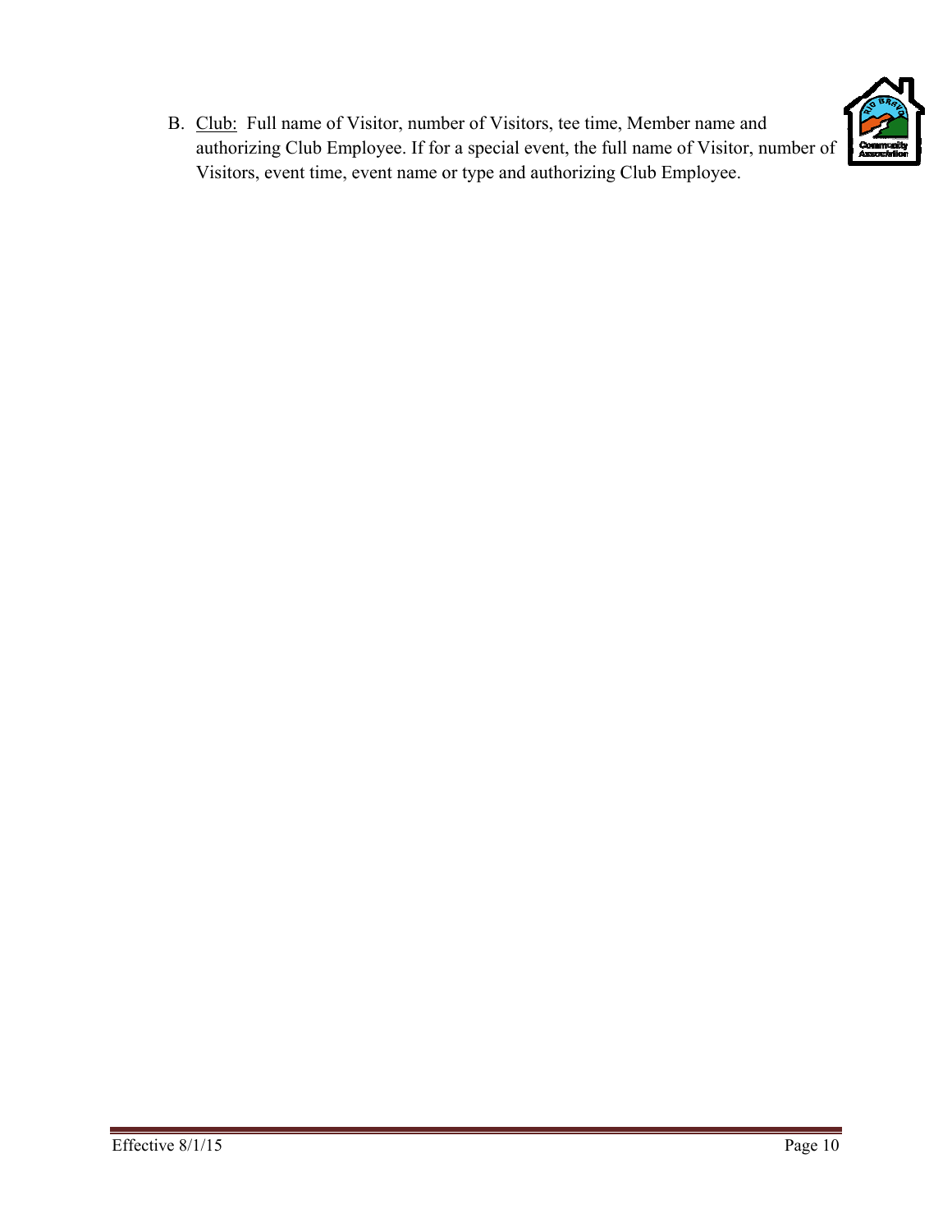B. Club: Full name of Visitor, number of Visitors, tee time, Member name and authorizing Club Employee. If for a special event, the full name of Visitor, number of Visitors, event time, event name or type and authorizing Club Employee.